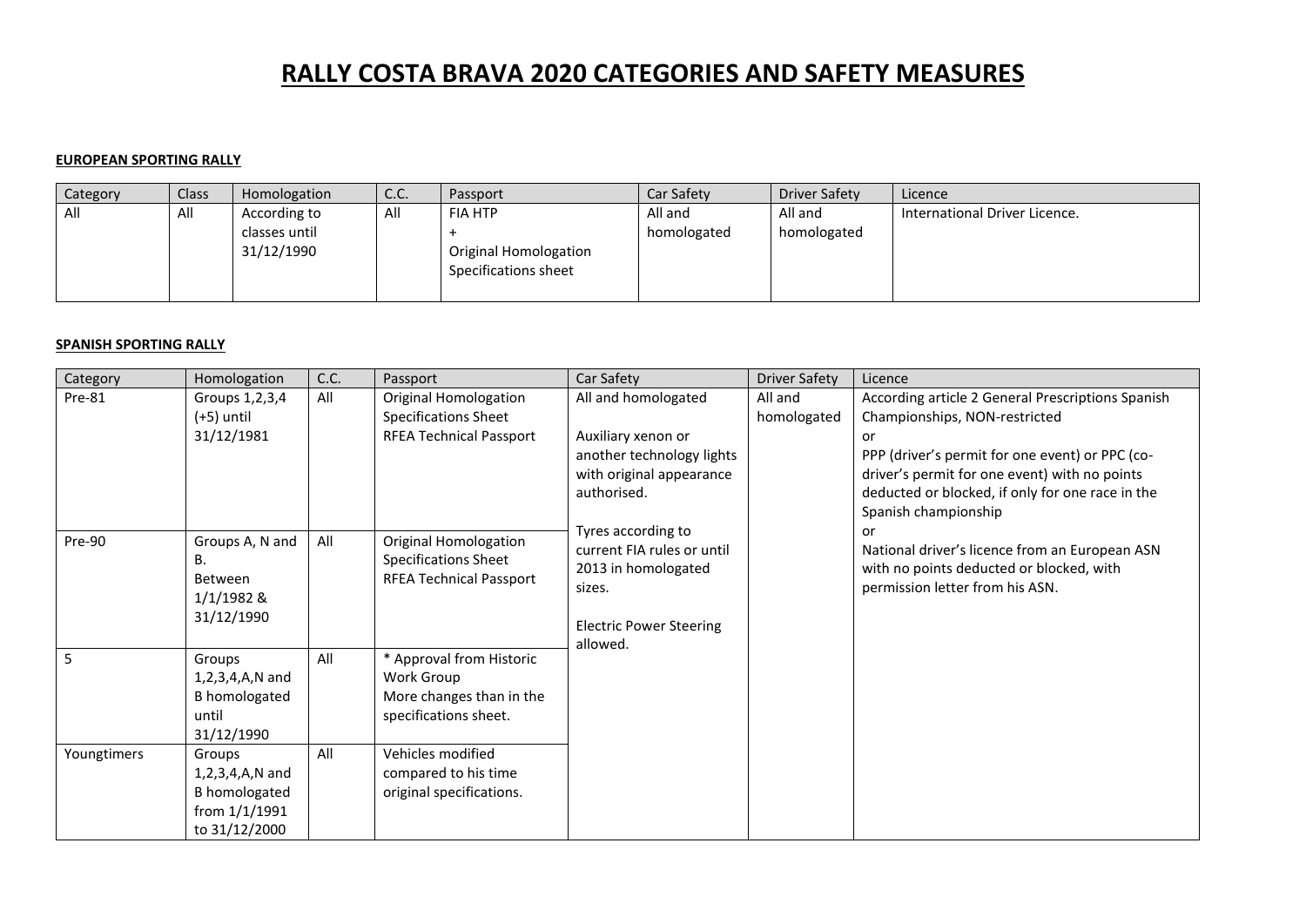# RALLY COSTA BRAVA 2020 CATEGORIES AND SAFETY MEASURES

**EUROPEAN SPORTING RALLY**

| Category | Class | Homologation | C.C. | Passport | Car Safety | Driver Safety | Licence |
|---|---|---|---|---|---|---|---|
| All | All | According to classes until 31/12/1990 | All | FIA HTP + Original Homologation Specifications sheet | All and homologated | All and homologated | International Driver Licence. |

**SPANISH SPORTING RALLY**

| Category | Homologation | C.C. | Passport | Car Safety | Driver Safety | Licence |
|---|---|---|---|---|---|---|
| Pre-81 | Groups 1,2,3,4 (+5) until 31/12/1981 | All | Original Homologation Specifications Sheet RFEA Technical Passport | All and homologated<br><br>Auxiliary xenon or another technology lights with original appearance authorised.<br><br>Tyres according to current FIA rules or until 2013 in homologated sizes.<br><br>Electric Power Steering allowed. | All and homologated | According article 2 General Prescriptions Spanish Championships, NON-restricted<br>or<br>PPP (driver's permit for one event) or PPC (co-driver's permit for one event) with no points deducted or blocked, if only for one race in the Spanish championship<br>or<br>National driver's licence from an European ASN with no points deducted or blocked, with permission letter from his ASN. |
| Pre-90 | Groups A, N and B. Between 1/1/1982 & 31/12/1990 | All | Original Homologation Specifications Sheet RFEA Technical Passport | | | |
| 5 | Groups 1,2,3,4,A,N and B homologated until 31/12/1990 | All | * Approval from Historic Work Group More changes than in the specifications sheet. | | | |
| Youngtimers | Groups 1,2,3,4,A,N and B homologated from 1/1/1991 to 31/12/2000 | All | Vehicles modified compared to his time original specifications. | | | |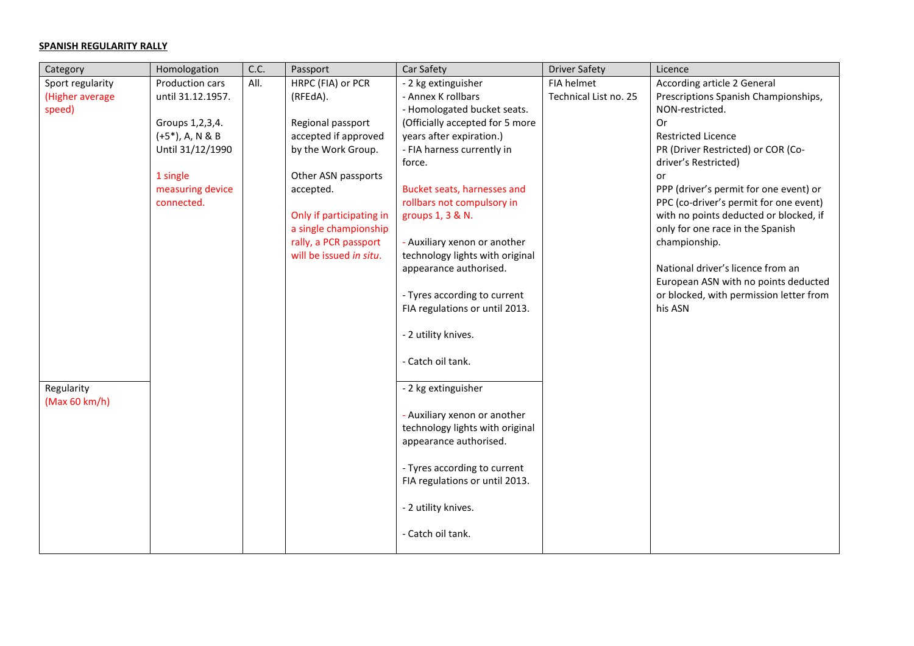**SPANISH REGULARITY RALLY**

| Category | Homologation | C.C. | Passport | Car Safety | Driver Safety | Licence |
|---|---|---|---|---|---|---|
| Sport regularity (Higher average speed) | Production cars until 31.12.1957.<br><br>Groups 1,2,3,4. (+5*), A, N & B Until 31/12/1990<br><br>1 single measuring device connected. | All. | HRPC (FIA) or PCR (RFEdA).<br><br>Regional passport accepted if approved by the Work Group.<br><br>Other ASN passports accepted.<br><br>Only if participating in a single championship rally, a PCR passport will be issued *in situ*. | - 2 kg extinguisher<br>- Annex K rollbars<br>- Homologated bucket seats. (Officially accepted for 5 more years after expiration.)<br>- FIA harness currently in force.<br><br>Bucket seats, harnesses and rollbars not compulsory in groups 1, 3 & N.<br><br>- Auxiliary xenon or another technology lights with original appearance authorised.<br><br>- Tyres according to current FIA regulations or until 2013.<br><br>- 2 utility knives.<br><br>- Catch oil tank. | FIA helmet Technical List no. 25 | According article 2 General Prescriptions Spanish Championships, NON-restricted.<br>Or<br>Restricted Licence<br>PR (Driver Restricted) or COR (Co-driver's Restricted)<br>or<br>PPP (driver's permit for one event) or PPC (co-driver's permit for one event) with no points deducted or blocked, if only for one race in the Spanish championship.<br><br>National driver's licence from an European ASN with no points deducted or blocked, with permission letter from his ASN |
| Regularity (Max 60 km/h) | | | | - 2 kg extinguisher<br><br>- Auxiliary xenon or another technology lights with original appearance authorised.<br><br>- Tyres according to current FIA regulations or until 2013.<br><br>- 2 utility knives.<br><br>- Catch oil tank. | | |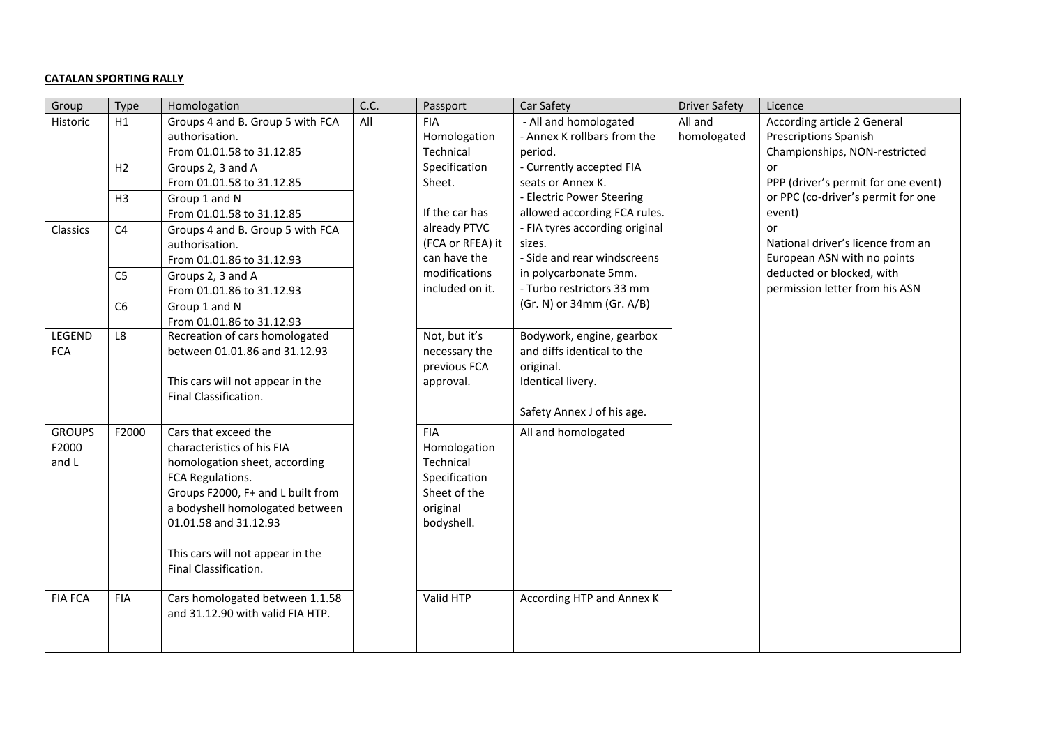**CATALAN SPORTING RALLY**

| Group | Type | Homologation | C.C. | Passport | Car Safety | Driver Safety | Licence |
|---|---|---|---|---|---|---|---|
| Historic | H1 | Groups 4 and B. Group 5 with FCA authorisation.<br>From 01.01.58 to 31.12.85 | All | FIA Homologation Technical Specification Sheet.<br><br>If the car has already PTVC (FCA or RFEA) it can have the modifications included on it. | - All and homologated<br>- Annex K rollbars from the period.<br>- Currently accepted FIA seats or Annex K.<br>- Electric Power Steering allowed according FCA rules.<br>- FIA tyres according original sizes.<br>- Side and rear windscreens in polycarbonate 5mm.<br>- Turbo restrictors 33 mm (Gr. N) or 34mm (Gr. A/B) | All and homologated | According article 2 General Prescriptions Spanish Championships, NON-restricted<br>or<br>PPP (driver's permit for one event) or PPC (co-driver's permit for one event)<br>or<br>National driver's licence from an European ASN with no points deducted or blocked, with permission letter from his ASN |
| | H2 | Groups 2, 3 and A<br>From 01.01.58 to 31.12.85 | | | | | |
| | H3 | Group 1 and N<br>From 01.01.58 to 31.12.85 | | | | | |
| Classics | C4 | Groups 4 and B. Group 5 with FCA authorisation.<br>From 01.01.86 to 31.12.93 | | | | | |
| | C5 | Groups 2, 3 and A<br>From 01.01.86 to 31.12.93 | | | | | |
| | C6 | Group 1 and N<br>From 01.01.86 to 31.12.93 | | | | | |
| LEGEND FCA | L8 | Recreation of cars homologated between 01.01.86 and 31.12.93<br><br>This cars will not appear in the Final Classification. | | Not, but it's necessary the previous FCA approval. | Bodywork, engine, gearbox and diffs identical to the original.<br>Identical livery.<br><br>Safety Annex J of his age. | | |
| GROUPS F2000 and L | F2000 | Cars that exceed the characteristics of his FIA homologation sheet, according FCA Regulations.<br>Groups F2000, F+ and L built from a bodyshell homologated between 01.01.58 and 31.12.93<br><br>This cars will not appear in the Final Classification. | | FIA Homologation Technical Specification Sheet of the original bodyshell. | All and homologated | | |
| FIA FCA | FIA | Cars homologated between 1.1.58 and 31.12.90 with valid FIA HTP. | | Valid HTP | According HTP and Annex K | | |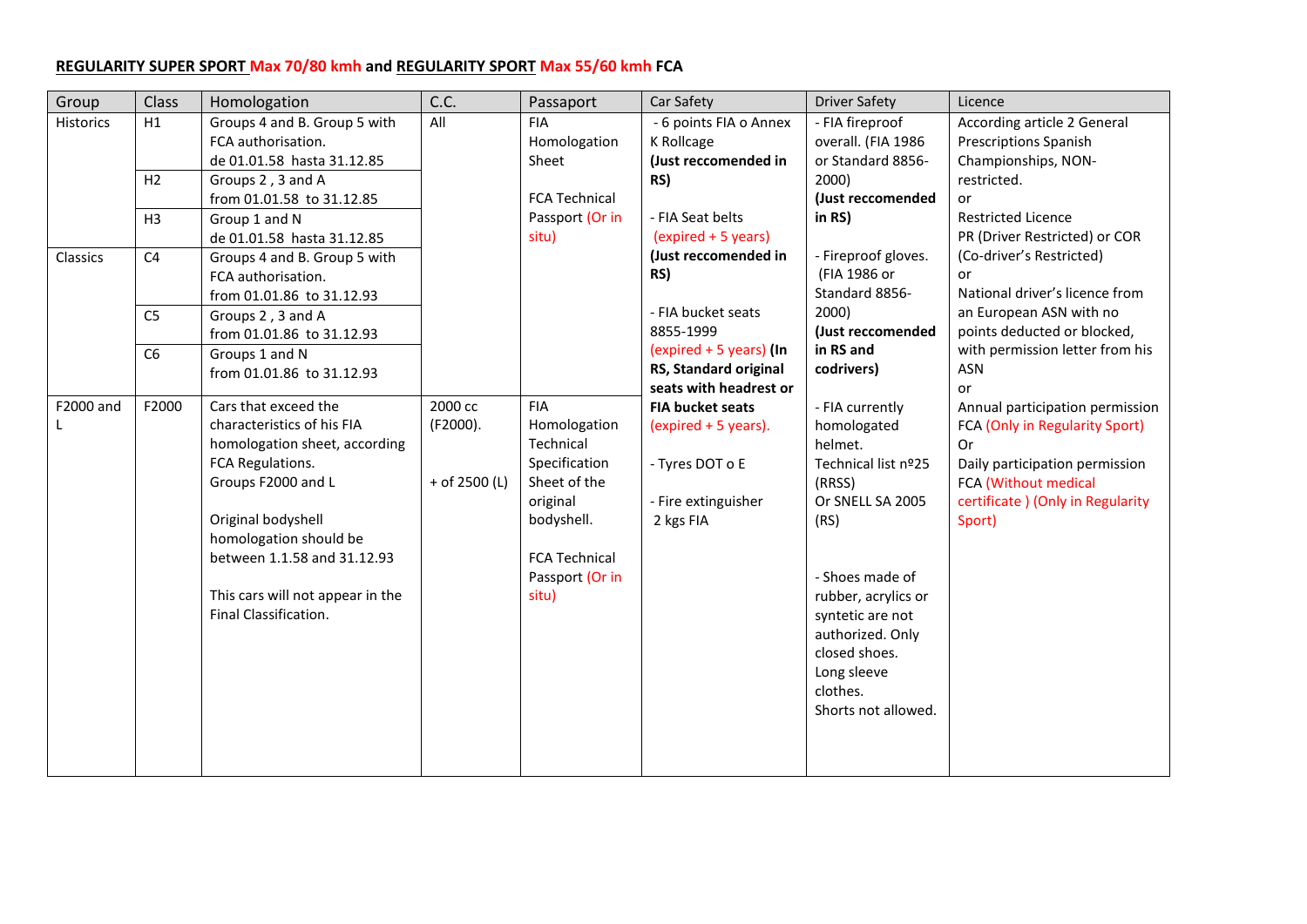**REGULARITY SUPER SPORT Max 70/80 kmh and REGULARITY SPORT Max 55/60 kmh FCA**

| Group | Class | Homologation | C.C. | Passaport | Car Safety | Driver Safety | Licence |
|---|---|---|---|---|---|---|---|
| Historics | H1 | Groups 4 and B. Group 5 with FCA authorisation. de 01.01.58 hasta 31.12.85 | All | FIA Homologation Sheet<br><br>FCA Technical Passport (Or in situ) | - 6 points FIA o Annex K Rollcage **(Just reccomended in RS)**<br><br>- FIA Seat belts (expired + 5 years) **(Just reccomended in RS)**<br><br>- FIA bucket seats 8855-1999 (expired + 5 years) **(In RS, Standard original seats with headrest or FIA bucket seats** (expired + 5 years).<br><br>- Tyres DOT o E<br><br>- Fire extinguisher 2 kgs FIA | - FIA fireproof overall. (FIA 1986 or Standard 8856-2000) **(Just reccomended in RS)**<br><br>- Fireproof gloves. (FIA 1986 or Standard 8856-2000) **(Just reccomended in RS and codrivers)**<br><br>- FIA currently homologated helmet. Technical list nº25 (RRSS) Or SNELL SA 2005 (RS)<br><br>- Shoes made of rubber, acrylics or syntetic are not authorized. Only closed shoes. Long sleeve clothes. Shorts not allowed. | According article 2 General Prescriptions Spanish Championships, NON-restricted.<br>or<br>Restricted Licence PR (Driver Restricted) or COR (Co-driver's Restricted)<br>or<br>National driver's licence from an European ASN with no points deducted or blocked, with permission letter from his ASN<br>or<br>Annual participation permission FCA (Only in Regularity Sport)<br>Or<br>Daily participation permission FCA (Without medical certificate ) (Only in Regularity Sport) |
| | H2 | Groups 2 , 3 and A from 01.01.58 to 31.12.85 | | | | | |
| | H3 | Group 1 and N de 01.01.58 hasta 31.12.85 | | | | | |
| Classics | C4 | Groups 4 and B. Group 5 with FCA authorisation. from 01.01.86 to 31.12.93 | | | | | |
| | C5 | Groups 2 , 3 and A from 01.01.86 to 31.12.93 | | | | | |
| | C6 | Groups 1 and N from 01.01.86 to 31.12.93 | | | | | |
| F2000 and L | F2000 | Cars that exceed the characteristics of his FIA homologation sheet, according FCA Regulations. Groups F2000 and L<br><br>Original bodyshell homologation should be between 1.1.58 and 31.12.93<br><br>This cars will not appear in the Final Classification. | 2000 cc (F2000).<br><br>+ of 2500 (L) | FIA Homologation Technical Specification Sheet of the original bodyshell.<br><br>FCA Technical Passport (Or in situ) | | | |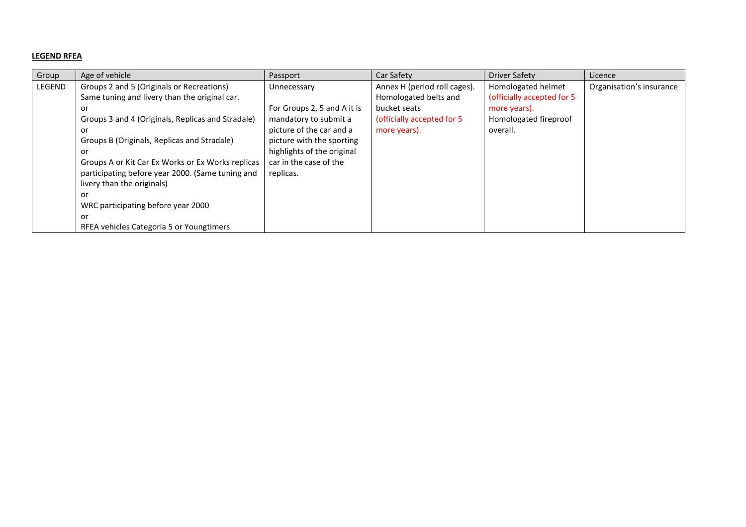**LEGEND RFEA**

| Group | Age of vehicle | Passport | Car Safety | Driver Safety | Licence |
|---|---|---|---|---|---|
| LEGEND | Groups 2 and 5 (Originals or Recreations) Same tuning and livery than the original car.<br>or<br>Groups 3 and 4 (Originals, Replicas and Stradale)<br>or<br>Groups B (Originals, Replicas and Stradale)<br>or<br>Groups A or Kit Car Ex Works or Ex Works replicas participating before year 2000. (Same tuning and livery than the originals)<br>or<br>WRC participating before year 2000<br>or<br>RFEA vehicles Categoria 5 or Youngtimers | Unnecessary<br><br>For Groups 2, 5 and A it is mandatory to submit a picture of the car and a picture with the sporting highlights of the original car in the case of the replicas. | Annex H (period roll cages). Homologated belts and bucket seats (officially accepted for 5 more years). | Homologated helmet (officially accepted for 5 more years). Homologated fireproof overall. | Organisation's insurance |